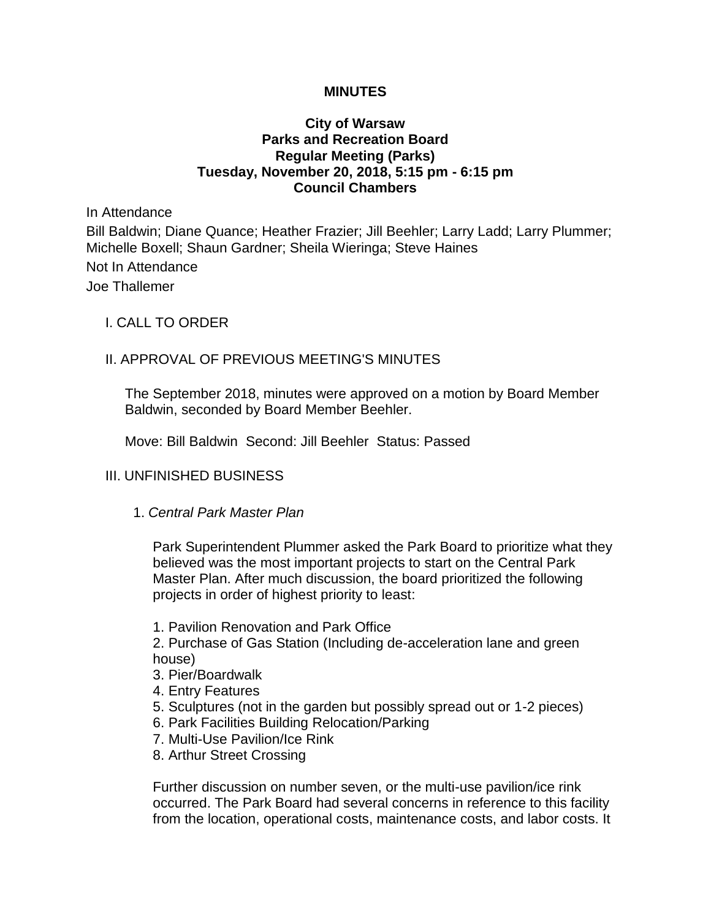# MINUTES

## City of Warsaw
## Parks and Recreation Board
## Regular Meeting (Parks)
## Tuesday, November 20, 2018, 5:15 pm - 6:15 pm
## Council Chambers

In Attendance

Bill Baldwin; Diane Quance; Heather Frazier; Jill Beehler; Larry Ladd; Larry Plummer; Michelle Boxell; Shaun Gardner; Sheila Wieringa; Steve Haines

Not In Attendance

Joe Thallemer

I. CALL TO ORDER

II. APPROVAL OF PREVIOUS MEETING'S MINUTES

The September 2018, minutes were approved on a motion by Board Member Baldwin, seconded by Board Member Beehler.

Move: Bill Baldwin Second: Jill Beehler Status: Passed

III. UNFINISHED BUSINESS

1. *Central Park Master Plan*

Park Superintendent Plummer asked the Park Board to prioritize what they believed was the most important projects to start on the Central Park Master Plan. After much discussion, the board prioritized the following projects in order of highest priority to least:

1. Pavilion Renovation and Park Office
2. Purchase of Gas Station (Including de-acceleration lane and green house)
3. Pier/Boardwalk
4. Entry Features
5. Sculptures (not in the garden but possibly spread out or 1-2 pieces)
6. Park Facilities Building Relocation/Parking
7. Multi-Use Pavilion/Ice Rink
8. Arthur Street Crossing

Further discussion on number seven, or the multi-use pavilion/ice rink occurred. The Park Board had several concerns in reference to this facility from the location, operational costs, maintenance costs, and labor costs. It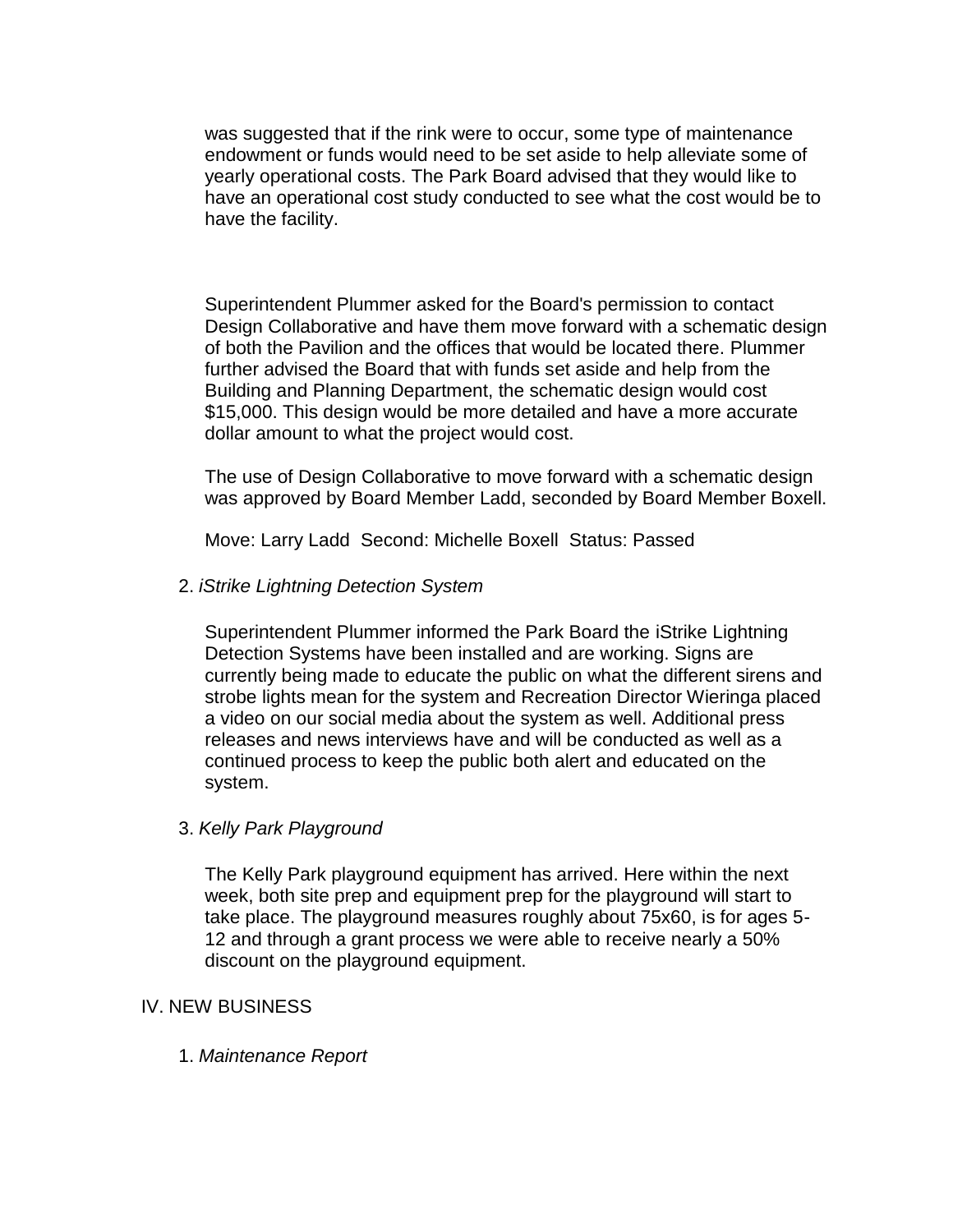was suggested that if the rink were to occur, some type of maintenance endowment or funds would need to be set aside to help alleviate some of yearly operational costs. The Park Board advised that they would like to have an operational cost study conducted to see what the cost would be to have the facility.

Superintendent Plummer asked for the Board's permission to contact Design Collaborative and have them move forward with a schematic design of both the Pavilion and the offices that would be located there. Plummer further advised the Board that with funds set aside and help from the Building and Planning Department, the schematic design would cost $15,000. This design would be more detailed and have a more accurate dollar amount to what the project would cost.

The use of Design Collaborative to move forward with a schematic design was approved by Board Member Ladd, seconded by Board Member Boxell.

Move: Larry Ladd  Second: Michelle Boxell  Status: Passed

2. *iStrike Lightning Detection System*

Superintendent Plummer informed the Park Board the iStrike Lightning Detection Systems have been installed and are working. Signs are currently being made to educate the public on what the different sirens and strobe lights mean for the system and Recreation Director Wieringa placed a video on our social media about the system as well. Additional press releases and news interviews have and will be conducted as well as a continued process to keep the public both alert and educated on the system.

3. *Kelly Park Playground*

The Kelly Park playground equipment has arrived. Here within the next week, both site prep and equipment prep for the playground will start to take place. The playground measures roughly about 75x60, is for ages 5-12 and through a grant process we were able to receive nearly a 50% discount on the playground equipment.

IV. NEW BUSINESS

1. *Maintenance Report*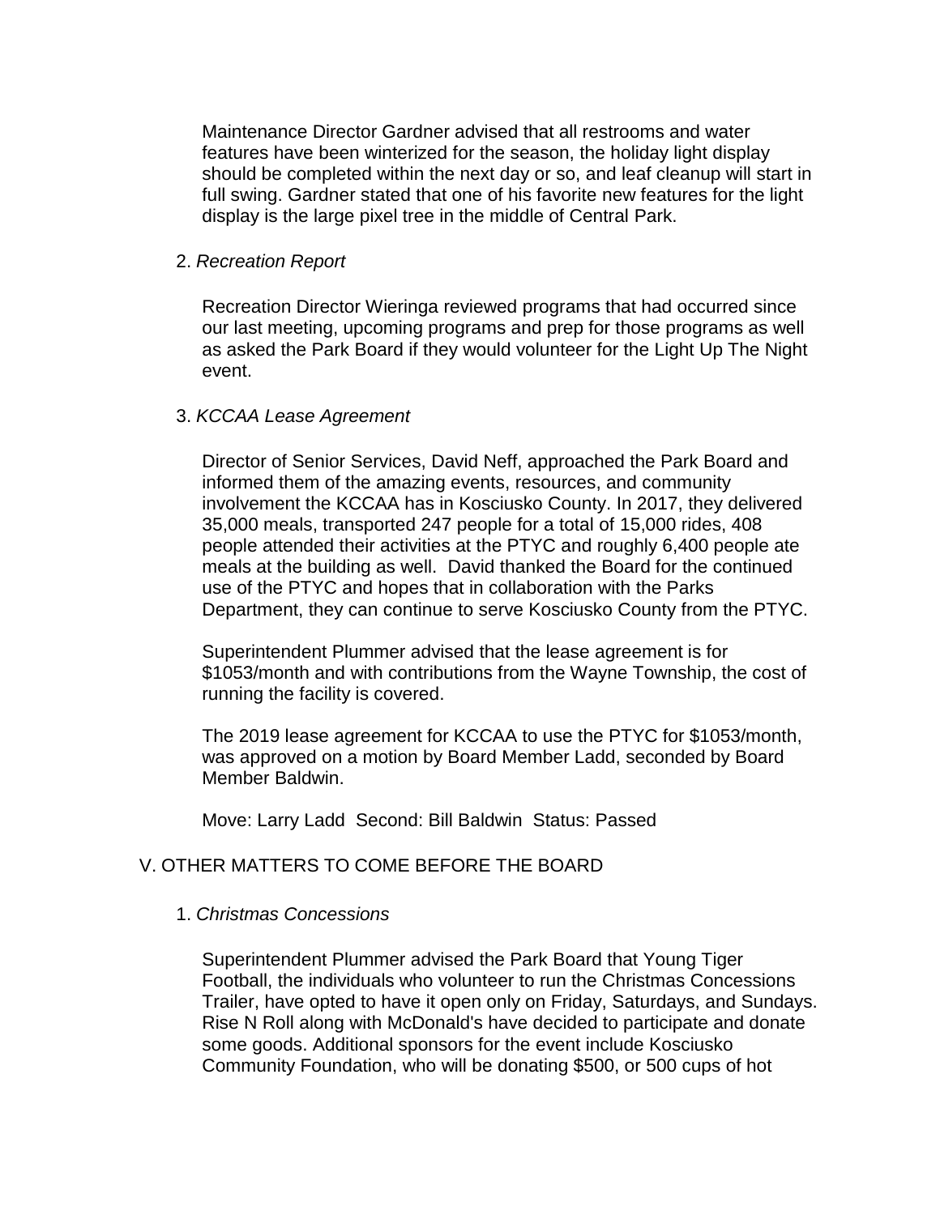Maintenance Director Gardner advised that all restrooms and water features have been winterized for the season, the holiday light display should be completed within the next day or so, and leaf cleanup will start in full swing. Gardner stated that one of his favorite new features for the light display is the large pixel tree in the middle of Central Park.

2. *Recreation Report*

Recreation Director Wieringa reviewed programs that had occurred since our last meeting, upcoming programs and prep for those programs as well as asked the Park Board if they would volunteer for the Light Up The Night event.

3. *KCCAA Lease Agreement*

Director of Senior Services, David Neff, approached the Park Board and informed them of the amazing events, resources, and community involvement the KCCAA has in Kosciusko County. In 2017, they delivered 35,000 meals, transported 247 people for a total of 15,000 rides, 408 people attended their activities at the PTYC and roughly 6,400 people ate meals at the building as well. David thanked the Board for the continued use of the PTYC and hopes that in collaboration with the Parks Department, they can continue to serve Kosciusko County from the PTYC.

Superintendent Plummer advised that the lease agreement is for $1053/month and with contributions from the Wayne Township, the cost of running the facility is covered.

The 2019 lease agreement for KCCAA to use the PTYC for $1053/month, was approved on a motion by Board Member Ladd, seconded by Board Member Baldwin.

Move: Larry Ladd Second: Bill Baldwin Status: Passed

## V. OTHER MATTERS TO COME BEFORE THE BOARD

1. *Christmas Concessions*

Superintendent Plummer advised the Park Board that Young Tiger Football, the individuals who volunteer to run the Christmas Concessions Trailer, have opted to have it open only on Friday, Saturdays, and Sundays. Rise N Roll along with McDonald's have decided to participate and donate some goods. Additional sponsors for the event include Kosciusko Community Foundation, who will be donating $500, or 500 cups of hot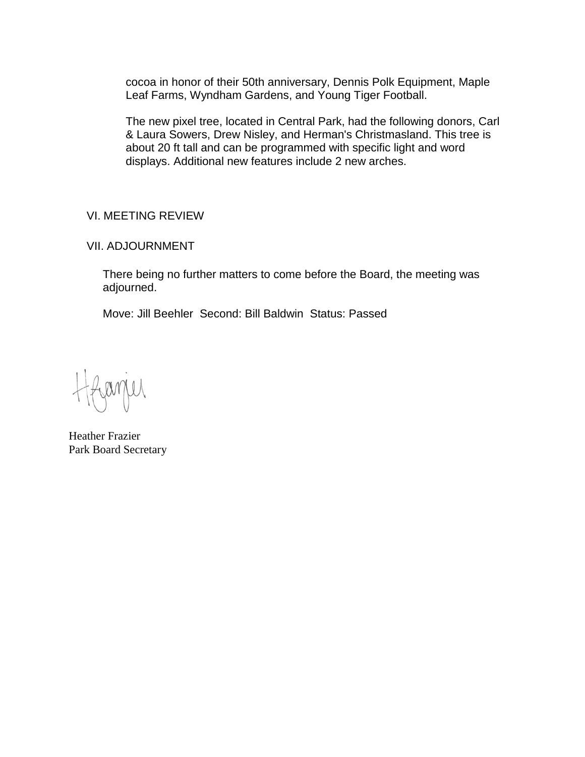cocoa in honor of their 50th anniversary, Dennis Polk Equipment, Maple Leaf Farms, Wyndham Gardens, and Young Tiger Football.

The new pixel tree, located in Central Park, had the following donors, Carl & Laura Sowers, Drew Nisley, and Herman's Christmasland. This tree is about 20 ft tall and can be programmed with specific light and word displays. Additional new features include 2 new arches.

## VI. MEETING REVIEW

## VII. ADJOURNMENT

There being no further matters to come before the Board, the meeting was adjourned.

Move: Jill Beehler Second: Bill Baldwin Status: Passed

HFrazier

Heather Frazier
Park Board Secretary